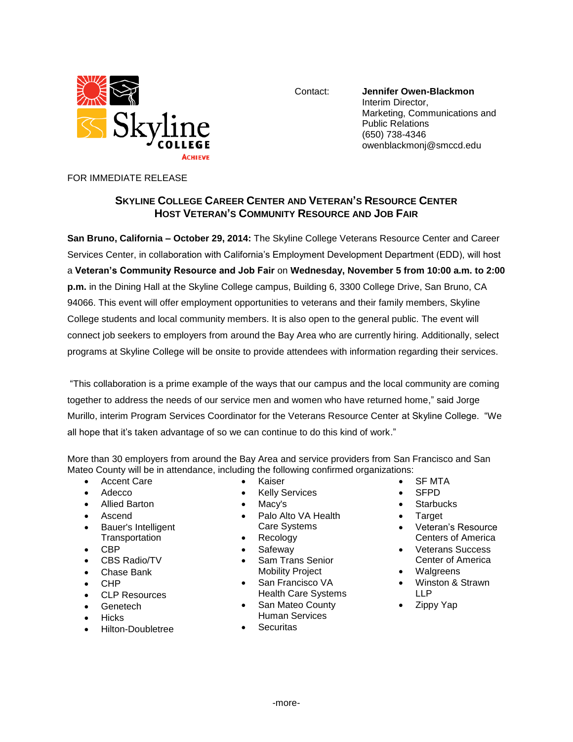Skyline College
ACHIEVE

Contact: **Jennifer Owen-Blackmon**
Interim Director,
Marketing, Communications and Public Relations
(650) 738-4346
owenblackmonj@smccd.edu

FOR IMMEDIATE RELEASE

## SKYLINE COLLEGE CAREER CENTER AND VETERAN'S RESOURCE CENTER HOST VETERAN'S COMMUNITY RESOURCE AND JOB FAIR

**San Bruno, California – October 29, 2014:** The Skyline College Veterans Resource Center and Career Services Center, in collaboration with California's Employment Development Department (EDD), will host a **Veteran's Community Resource and Job Fair** on **Wednesday, November 5 from 10:00 a.m. to 2:00 p.m.** in the Dining Hall at the Skyline College campus, Building 6, 3300 College Drive, San Bruno, CA 94066. This event will offer employment opportunities to veterans and their family members, Skyline College students and local community members. It is also open to the general public. The event will connect job seekers to employers from around the Bay Area who are currently hiring. Additionally, select programs at Skyline College will be onsite to provide attendees with information regarding their services.

"This collaboration is a prime example of the ways that our campus and the local community are coming together to address the needs of our service men and women who have returned home," said Jorge Murillo, interim Program Services Coordinator for the Veterans Resource Center at Skyline College. "We all hope that it's taken advantage of so we can continue to do this kind of work."

More than 30 employers from around the Bay Area and service providers from San Francisco and San Mateo County will be in attendance, including the following confirmed organizations:

- Accent Care
- Adecco
- Allied Barton
- Ascend
- Bauer's Intelligent Transportation
- CBP
- CBS Radio/TV
- Chase Bank
- CHP
- CLP Resources
- Genetech
- Hicks
- Hilton-Doubletree
- Kaiser
- Kelly Services
- Macy's
- Palo Alto VA Health Care Systems
- Recology
- Safeway
- Sam Trans Senior Mobility Project
- San Francisco VA Health Care Systems
- San Mateo County Human Services
- Securitas
- SF MTA
- SFPD
- Starbucks
- Target
- Veteran's Resource Centers of America
- Veterans Success Center of America
- Walgreens
- Winston & Strawn LLP
- Zippy Yap

-more-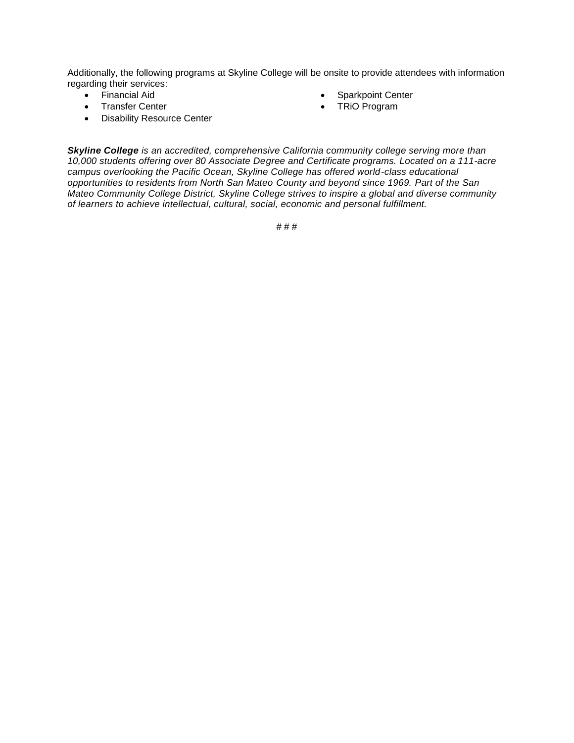Additionally, the following programs at Skyline College will be onsite to provide attendees with information regarding their services:

- Financial Aid
- Transfer Center
- Disability Resource Center
- Sparkpoint Center
- TRiO Program

***Skyline College*** *is an accredited, comprehensive California community college serving more than 10,000 students offering over 80 Associate Degree and Certificate programs. Located on a 111-acre campus overlooking the Pacific Ocean, Skyline College has offered world-class educational opportunities to residents from North San Mateo County and beyond since 1969. Part of the San Mateo Community College District, Skyline College strives to inspire a global and diverse community of learners to achieve intellectual, cultural, social, economic and personal fulfillment.*

# # #